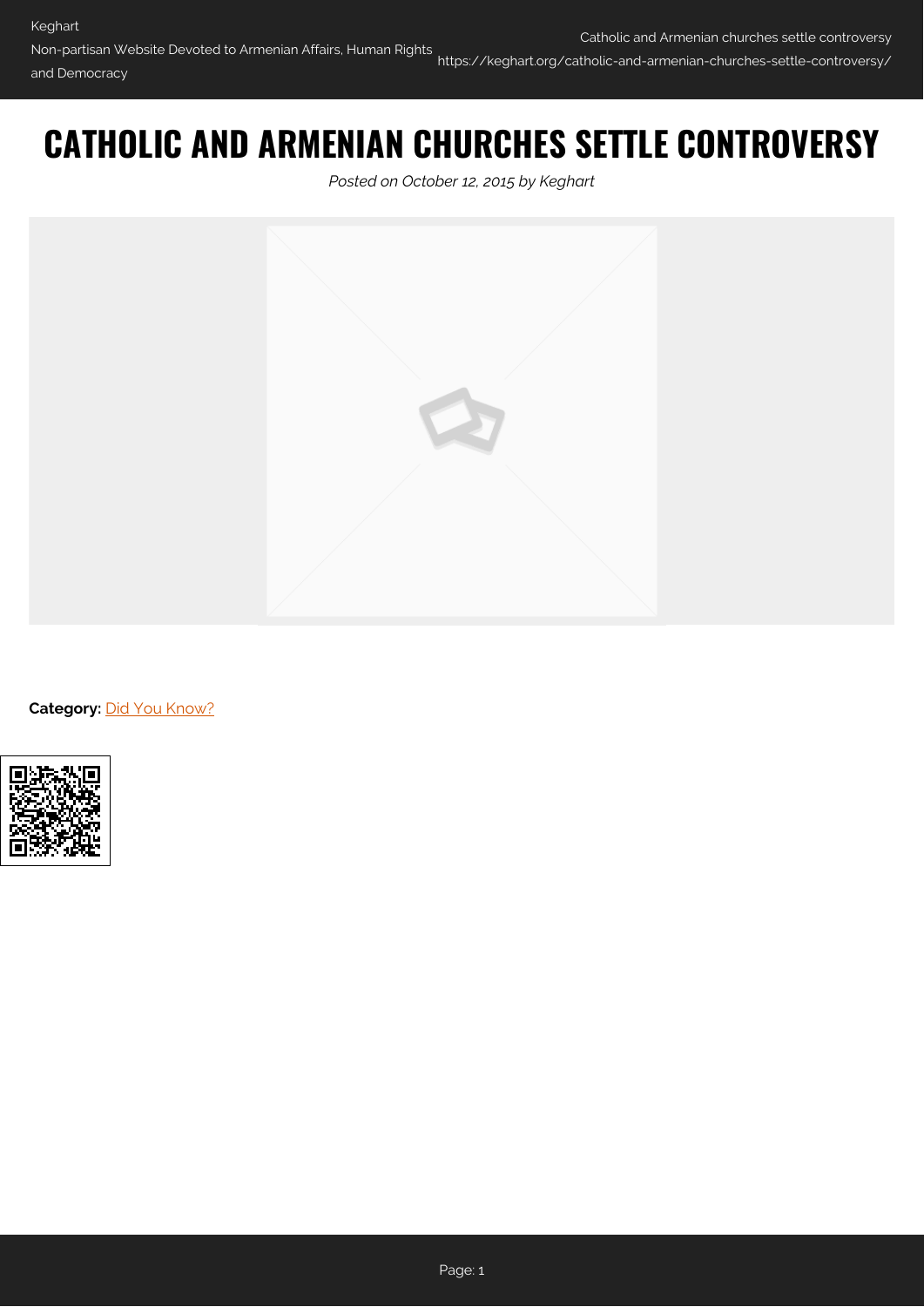# CATHOLIC AND ARMENIAN CHURCHES SETTLE CONTROVERSY

*Posted on October 12, 2015 by Keghart*

**Category:** Did You Know?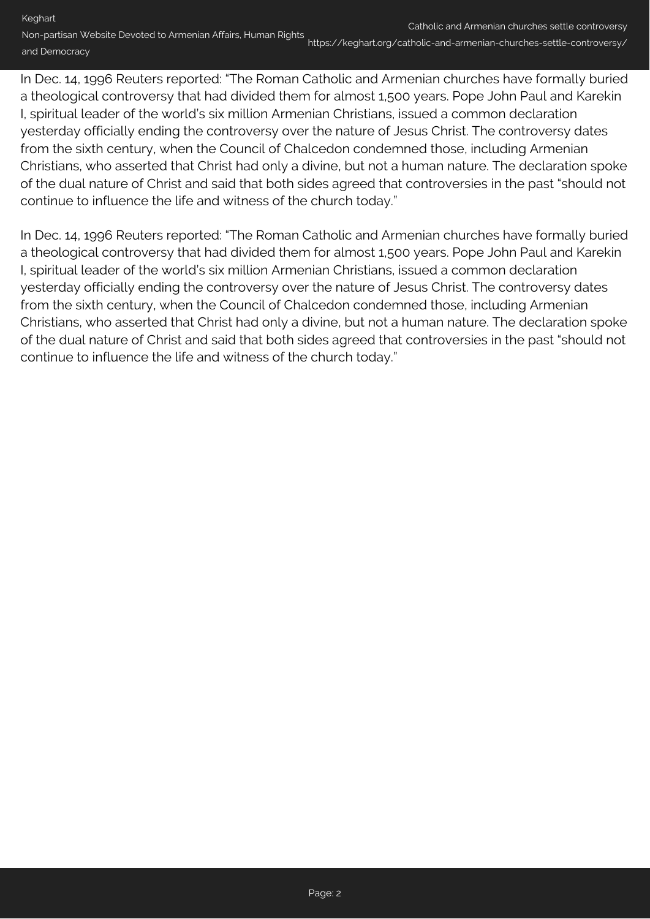In Dec. 14, 1996 Reuters reported: “The Roman Catholic and Armenian churches have formally buried a theological controversy that had divided them for almost 1,500 years. Pope John Paul and Karekin I, spiritual leader of the world's six million Armenian Christians, issued a common declaration yesterday officially ending the controversy over the nature of Jesus Christ. The controversy dates from the sixth century, when the Council of Chalcedon condemned those, including Armenian Christians, who asserted that Christ had only a divine, but not a human nature. The declaration spoke of the dual nature of Christ and said that both sides agreed that controversies in the past “should not continue to influence the life and witness of the church today.”

In Dec. 14, 1996 Reuters reported: “The Roman Catholic and Armenian churches have formally buried a theological controversy that had divided them for almost 1,500 years. Pope John Paul and Karekin I, spiritual leader of the world's six million Armenian Christians, issued a common declaration yesterday officially ending the controversy over the nature of Jesus Christ. The controversy dates from the sixth century, when the Council of Chalcedon condemned those, including Armenian Christians, who asserted that Christ had only a divine, but not a human nature. The declaration spoke of the dual nature of Christ and said that both sides agreed that controversies in the past “should not continue to influence the life and witness of the church today.”